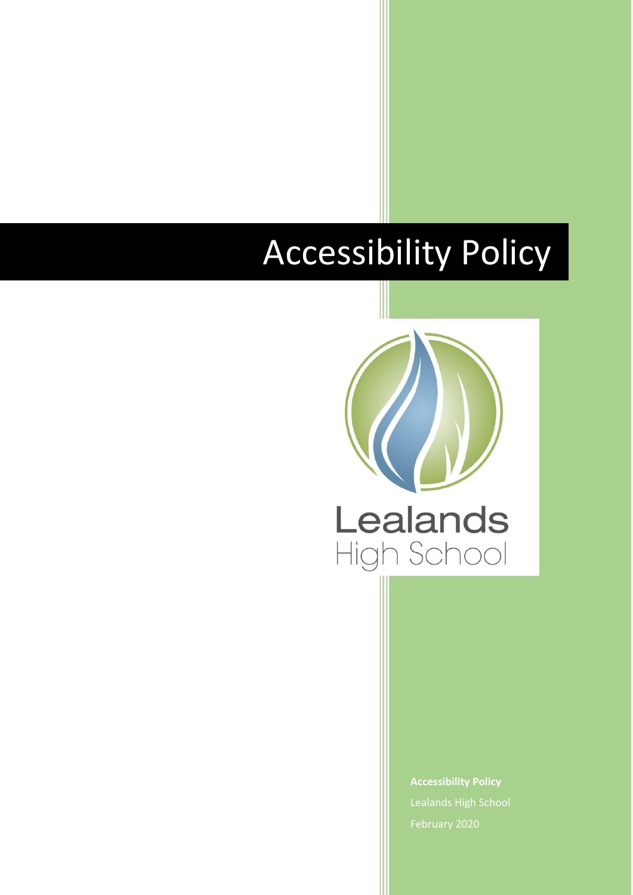# Accessibility Policy

Lealands
High School

**Accessibility Policy**

Lealands High School

February 2020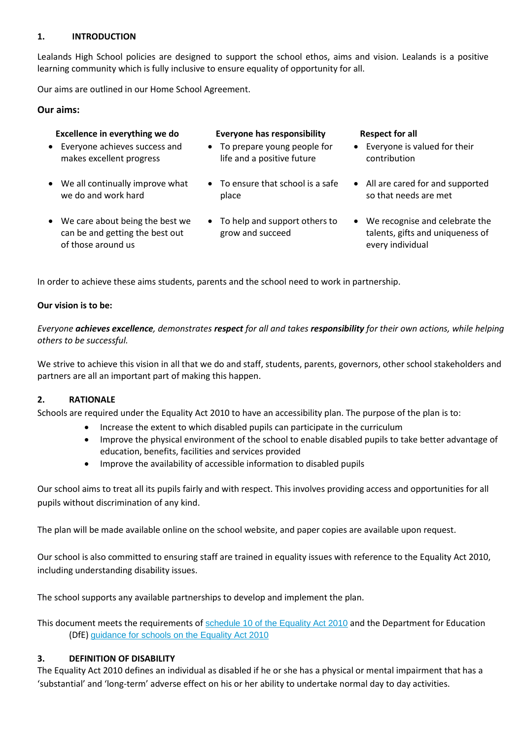## 1. INTRODUCTION

Lealands High School policies are designed to support the school ethos, aims and vision. Lealands is a positive learning community which is fully inclusive to ensure equality of opportunity for all.

Our aims are outlined in our Home School Agreement.

### Our aims:

| Excellence in everything we do | Everyone has responsibility | Respect for all |
|---|---|---|
| • Everyone achieves success and makes excellent progress | • To prepare young people for life and a positive future | • Everyone is valued for their contribution |
| • We all continually improve what we do and work hard | • To ensure that school is a safe place | • All are cared for and supported so that needs are met |
| • We care about being the best we can be and getting the best out of those around us | • To help and support others to grow and succeed | • We recognise and celebrate the talents, gifts and uniqueness of every individual |

In order to achieve these aims students, parents and the school need to work in partnership.

**Our vision is to be:**

*Everyone **achieves excellence**, demonstrates **respect** for all and takes **responsibility** for their own actions, while helping others to be successful.*

We strive to achieve this vision in all that we do and staff, students, parents, governors, other school stakeholders and partners are all an important part of making this happen.

## 2. RATIONALE

Schools are required under the Equality Act 2010 to have an accessibility plan. The purpose of the plan is to:

- Increase the extent to which disabled pupils can participate in the curriculum
- Improve the physical environment of the school to enable disabled pupils to take better advantage of education, benefits, facilities and services provided
- Improve the availability of accessible information to disabled pupils

Our school aims to treat all its pupils fairly and with respect. This involves providing access and opportunities for all pupils without discrimination of any kind.

The plan will be made available online on the school website, and paper copies are available upon request.

Our school is also committed to ensuring staff are trained in equality issues with reference to the Equality Act 2010, including understanding disability issues.

The school supports any available partnerships to develop and implement the plan.

This document meets the requirements of schedule 10 of the Equality Act 2010 and the Department for Education (DfE) guidance for schools on the Equality Act 2010

## 3. DEFINITION OF DISABILITY

The Equality Act 2010 defines an individual as disabled if he or she has a physical or mental impairment that has a 'substantial' and 'long-term' adverse effect on his or her ability to undertake normal day to day activities.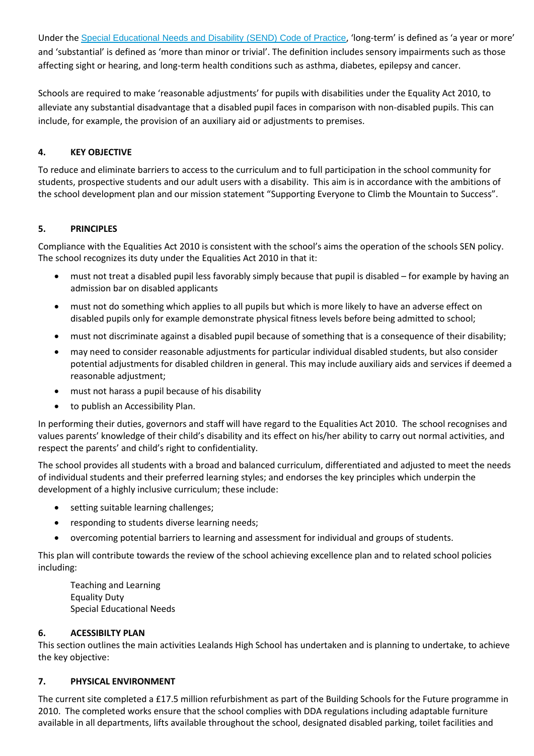Under the [Special Educational Needs and Disability (SEND) Code of Practice](), 'long-term' is defined as 'a year or more' and 'substantial' is defined as 'more than minor or trivial'. The definition includes sensory impairments such as those affecting sight or hearing, and long-term health conditions such as asthma, diabetes, epilepsy and cancer.

Schools are required to make 'reasonable adjustments' for pupils with disabilities under the Equality Act 2010, to alleviate any substantial disadvantage that a disabled pupil faces in comparison with non-disabled pupils. This can include, for example, the provision of an auxiliary aid or adjustments to premises.

## 4. KEY OBJECTIVE

To reduce and eliminate barriers to access to the curriculum and to full participation in the school community for students, prospective students and our adult users with a disability. This aim is in accordance with the ambitions of the school development plan and our mission statement "Supporting Everyone to Climb the Mountain to Success".

## 5. PRINCIPLES

Compliance with the Equalities Act 2010 is consistent with the school's aims the operation of the schools SEN policy. The school recognizes its duty under the Equalities Act 2010 in that it:

- must not treat a disabled pupil less favorably simply because that pupil is disabled – for example by having an admission bar on disabled applicants
- must not do something which applies to all pupils but which is more likely to have an adverse effect on disabled pupils only for example demonstrate physical fitness levels before being admitted to school;
- must not discriminate against a disabled pupil because of something that is a consequence of their disability;
- may need to consider reasonable adjustments for particular individual disabled students, but also consider potential adjustments for disabled children in general. This may include auxiliary aids and services if deemed a reasonable adjustment;
- must not harass a pupil because of his disability
- to publish an Accessibility Plan.

In performing their duties, governors and staff will have regard to the Equalities Act 2010. The school recognises and values parents' knowledge of their child's disability and its effect on his/her ability to carry out normal activities, and respect the parents' and child's right to confidentiality.

The school provides all students with a broad and balanced curriculum, differentiated and adjusted to meet the needs of individual students and their preferred learning styles; and endorses the key principles which underpin the development of a highly inclusive curriculum; these include:

- setting suitable learning challenges;
- responding to students diverse learning needs;
- overcoming potential barriers to learning and assessment for individual and groups of students.

This plan will contribute towards the review of the school achieving excellence plan and to related school policies including:

Teaching and Learning
Equality Duty
Special Educational Needs

## 6. ACESSIBILTY PLAN

This section outlines the main activities Lealands High School has undertaken and is planning to undertake, to achieve the key objective:

## 7. PHYSICAL ENVIRONMENT

The current site completed a £17.5 million refurbishment as part of the Building Schools for the Future programme in 2010. The completed works ensure that the school complies with DDA regulations including adaptable furniture available in all departments, lifts available throughout the school, designated disabled parking, toilet facilities and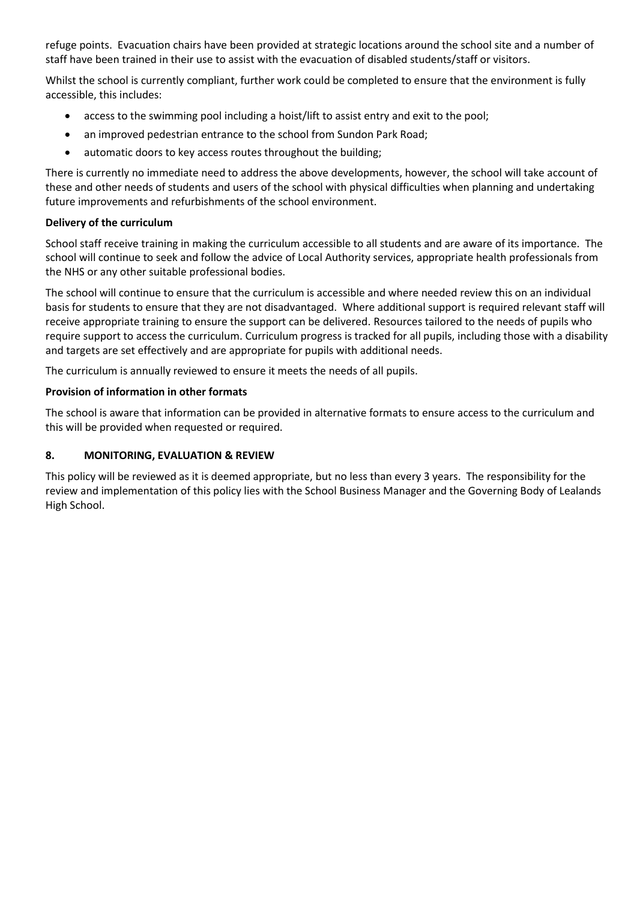refuge points. Evacuation chairs have been provided at strategic locations around the school site and a number of staff have been trained in their use to assist with the evacuation of disabled students/staff or visitors.

Whilst the school is currently compliant, further work could be completed to ensure that the environment is fully accessible, this includes:

- access to the swimming pool including a hoist/lift to assist entry and exit to the pool;
- an improved pedestrian entrance to the school from Sundon Park Road;
- automatic doors to key access routes throughout the building;

There is currently no immediate need to address the above developments, however, the school will take account of these and other needs of students and users of the school with physical difficulties when planning and undertaking future improvements and refurbishments of the school environment.

**Delivery of the curriculum**

School staff receive training in making the curriculum accessible to all students and are aware of its importance. The school will continue to seek and follow the advice of Local Authority services, appropriate health professionals from the NHS or any other suitable professional bodies.

The school will continue to ensure that the curriculum is accessible and where needed review this on an individual basis for students to ensure that they are not disadvantaged. Where additional support is required relevant staff will receive appropriate training to ensure the support can be delivered. Resources tailored to the needs of pupils who require support to access the curriculum. Curriculum progress is tracked for all pupils, including those with a disability and targets are set effectively and are appropriate for pupils with additional needs.

The curriculum is annually reviewed to ensure it meets the needs of all pupils.

**Provision of information in other formats**

The school is aware that information can be provided in alternative formats to ensure access to the curriculum and this will be provided when requested or required.

## 8. MONITORING, EVALUATION & REVIEW

This policy will be reviewed as it is deemed appropriate, but no less than every 3 years. The responsibility for the review and implementation of this policy lies with the School Business Manager and the Governing Body of Lealands High School.